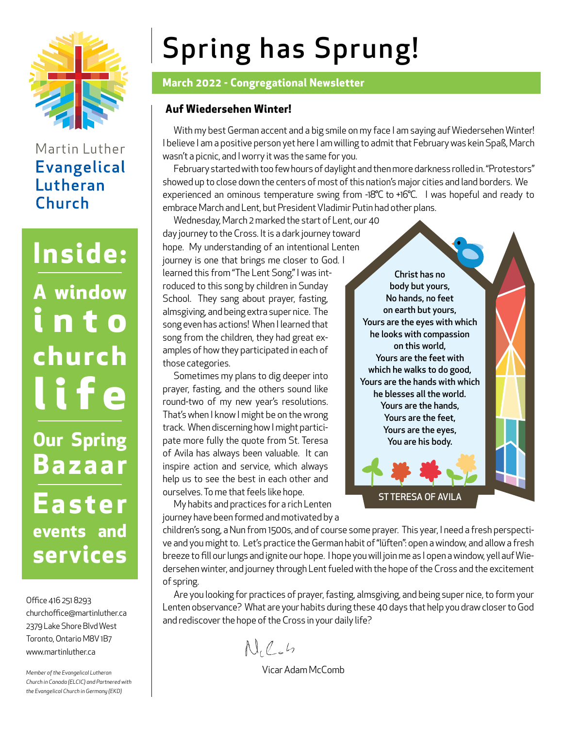Martin Luther
**Evangelical Lutheran Church**

**Inside:**

**A window into church life**

**Our Spring Bazaar**

**Easter events and services**

Office 416 251 8293
churchoffice@martinluther.ca
2379 Lake Shore Blvd West
Toronto, Ontario M8V 1B7
www.martinluther.ca

*Member of the Evangelical Lutheran Church in Canada (ELCIC) and Partnered with the Evangelical Church in Germany (EKD)*

# Spring has Sprung!

**March 2022 - Congregational Newsletter**

## Auf Wiedersehen Winter!

With my best German accent and a big smile on my face I am saying auf Wiedersehen Winter! I believe I am a positive person yet here I am willing to admit that February was kein Spaß, March wasn't a picnic, and I worry it was the same for you.

February started with too few hours of daylight and then more darkness rolled in. "Protestors" showed up to close down the centers of most of this nation's major cities and land borders. We experienced an ominous temperature swing from -18°C to +16°C. I was hopeful and ready to embrace March and Lent, but President Vladimir Putin had other plans.

Wednesday, March 2 marked the start of Lent, our 40 day journey to the Cross. It is a dark journey toward hope. My understanding of an intentional Lenten journey is one that brings me closer to God. I learned this from "The Lent Song." I was introduced to this song by children in Sunday School. They sang about prayer, fasting, almsgiving, and being extra super nice. The song even has actions! When I learned that song from the children, they had great examples of how they participated in each of those categories.

Sometimes my plans to dig deeper into prayer, fasting, and the others sound like round-two of my new year's resolutions. That's when I know I might be on the wrong track. When discerning how I might participate more fully the quote from St. Teresa of Avila has always been valuable. It can inspire action and service, which always help us to see the best in each other and ourselves. To me that feels like hope.

> Christ has no body but yours,
> No hands, no feet on earth but yours,
> Yours are the eyes with which he looks with compassion on this world,
> Yours are the feet with which he walks to do good,
> Yours are the hands with which he blesses all the world.
> Yours are the hands,
> Yours are the feet,
> Yours are the eyes,
> You are his body.
>
> ST TERESA OF AVILA

My habits and practices for a rich Lenten journey have been formed and motivated by a children's song, a Nun from 1500s, and of course some prayer. This year, I need a fresh perspective and you might to. Let's practice the German habit of "lüften": open a window, and allow a fresh breeze to fill our lungs and ignite our hope. I hope you will join me as I open a window, yell auf Wiedersehen winter, and journey through Lent fueled with the hope of the Cross and the excitement of spring.

Are you looking for practices of prayer, fasting, almsgiving, and being super nice, to form your Lenten observance? What are your habits during these 40 days that help you draw closer to God and rediscover the hope of the Cross in your daily life?

Vicar Adam McComb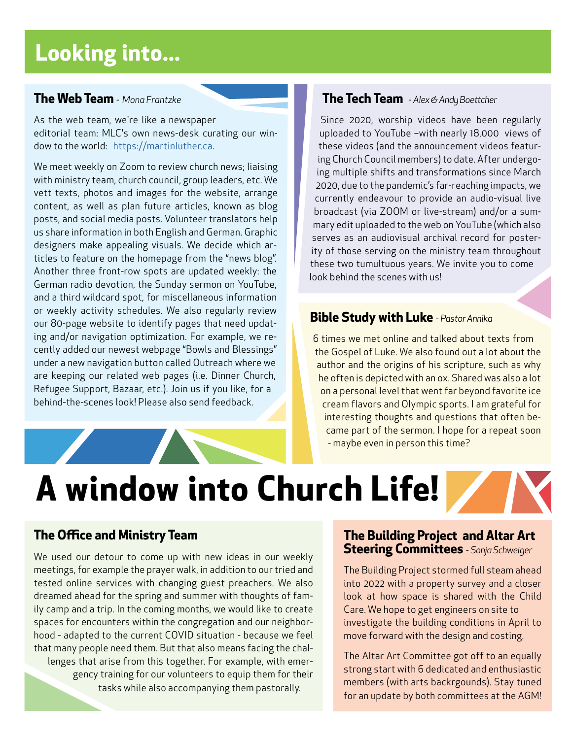# Looking into...

### The Web Team - *Mona Frantzke*

As the web team, we're like a newspaper editorial team: MLC's own news-desk curating our window to the world: [https://martinluther.ca](https://martinluther.ca).

We meet weekly on Zoom to review church news; liaising with ministry team, church council, group leaders, etc. We vett texts, photos and images for the website, arrange content, as well as plan future articles, known as blog posts, and social media posts. Volunteer translators help us share information in both English and German. Graphic designers make appealing visuals. We decide which articles to feature on the homepage from the "news blog". Another three front-row spots are updated weekly: the German radio devotion, the Sunday sermon on YouTube, and a third wildcard spot, for miscellaneous information or weekly activity schedules. We also regularly review our 80-page website to identify pages that need updating and/or navigation optimization. For example, we recently added our newest webpage "Bowls and Blessings" under a new navigation button called Outreach where we are keeping our related web pages (i.e. Dinner Church, Refugee Support, Bazaar, etc.). Join us if you like, for a behind-the-scenes look! Please also send feedback.

### The Tech Team - *Alex & Andy Boettcher*

Since 2020, worship videos have been regularly uploaded to YouTube –with nearly 18,000 views of these videos (and the announcement videos featuring Church Council members) to date. After undergoing multiple shifts and transformations since March 2020, due to the pandemic's far-reaching impacts, we currently endeavour to provide an audio-visual live broadcast (via ZOOM or live-stream) and/or a summary edit uploaded to the web on YouTube (which also serves as an audiovisual archival record for posterity of those serving on the ministry team throughout these two tumultuous years. We invite you to come look behind the scenes with us!

### Bible Study with Luke - *Pastor Annika*

6 times we met online and talked about texts from the Gospel of Luke. We also found out a lot about the author and the origins of his scripture, such as why he often is depicted with an ox. Shared was also a lot on a personal level that went far beyond favorite ice cream flavors and Olympic sports. I am grateful for interesting thoughts and questions that often became part of the sermon. I hope for a repeat soon - maybe even in person this time?

# A window into Church Life!

### The Office and Ministry Team

We used our detour to come up with new ideas in our weekly meetings, for example the prayer walk, in addition to our tried and tested online services with changing guest preachers. We also dreamed ahead for the spring and summer with thoughts of family camp and a trip. In the coming months, we would like to create spaces for encounters within the congregation and our neighborhood - adapted to the current COVID situation - because we feel that many people need them. But that also means facing the challenges that arise from this together. For example, with emergency training for our volunteers to equip them for their tasks while also accompanying them pastorally.

### The Building Project and Altar Art Steering Committees - *Sonja Schweiger*

The Building Project stormed full steam ahead into 2022 with a property survey and a closer look at how space is shared with the Child Care. We hope to get engineers on site to investigate the building conditions in April to move forward with the design and costing.

The Altar Art Committee got off to an equally strong start with 6 dedicated and enthusiastic members (with arts backrgounds). Stay tuned for an update by both committees at the AGM!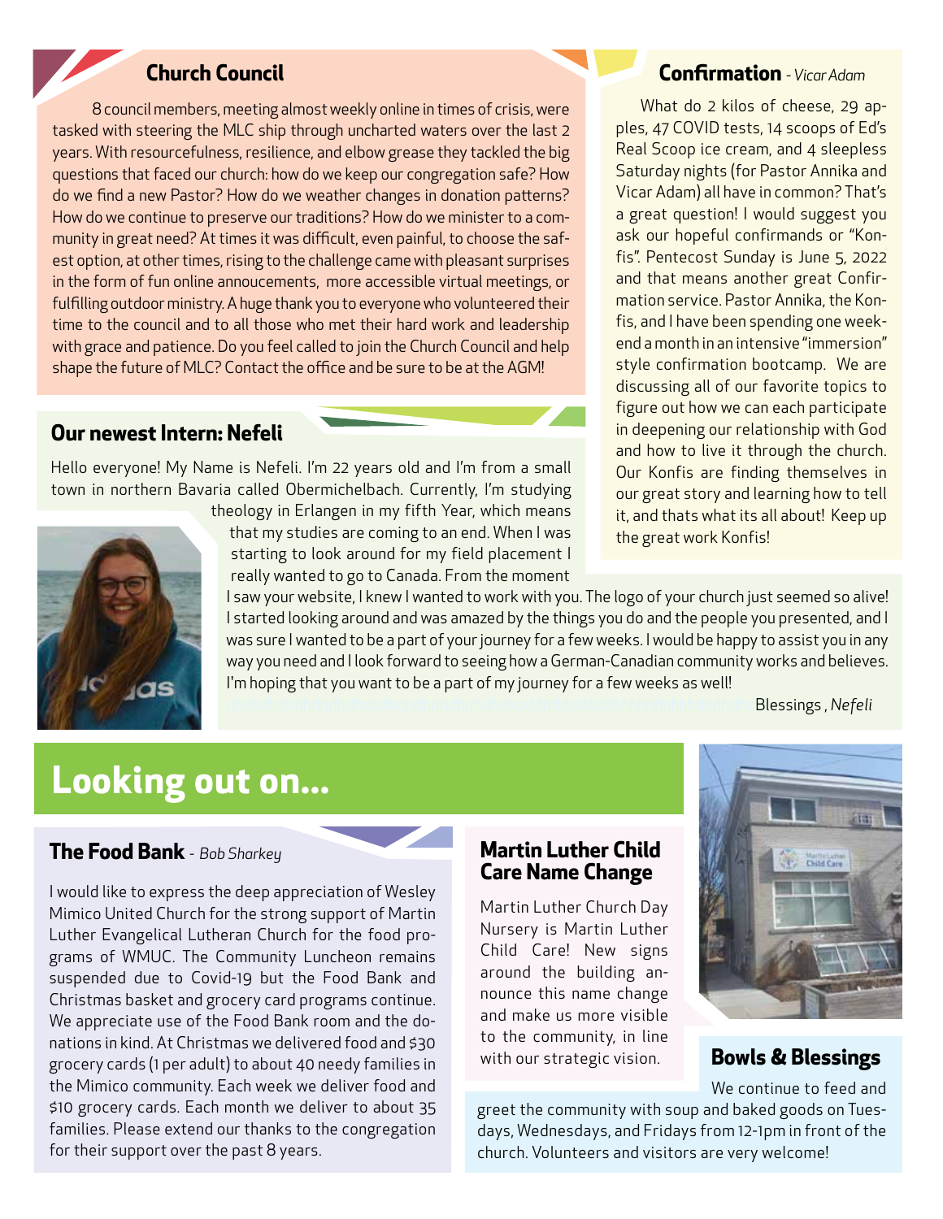## Church Council

8 council members, meeting almost weekly online in times of crisis, were tasked with steering the MLC ship through uncharted waters over the last 2 years. With resourcefulness, resilience, and elbow grease they tackled the big questions that faced our church: how do we keep our congregation safe? How do we find a new Pastor? How do we weather changes in donation patterns? How do we continue to preserve our traditions? How do we minister to a community in great need? At times it was difficult, even painful, to choose the safest option, at other times, rising to the challenge came with pleasant surprises in the form of fun online annoucements, more accessible virtual meetings, or fulfilling outdoor ministry. A huge thank you to everyone who volunteered their time to the council and to all those who met their hard work and leadership with grace and patience. Do you feel called to join the Church Council and help shape the future of MLC? Contact the office and be sure to be at the AGM!

## Confirmation - *Vicar Adam*

What do 2 kilos of cheese, 29 apples, 47 COVID tests, 14 scoops of Ed's Real Scoop ice cream, and 4 sleepless Saturday nights (for Pastor Annika and Vicar Adam) all have in common? That's a great question! I would suggest you ask our hopeful confirmands or "Konfis". Pentecost Sunday is June 5, 2022 and that means another great Confirmation service. Pastor Annika, the Konfis, and I have been spending one weekend a month in an intensive "immersion" style confirmation bootcamp. We are discussing all of our favorite topics to figure out how we can each participate in deepening our relationship with God and how to live it through the church. Our Konfis are finding themselves in our great story and learning how to tell it, and thats what its all about! Keep up the great work Konfis!

## Our newest Intern: Nefeli

Hello everyone! My Name is Nefeli. I'm 22 years old and I'm from a small town in northern Bavaria called Obermichelbach. Currently, I'm studying theology in Erlangen in my fifth Year, which means that my studies are coming to an end. When I was starting to look around for my field placement I really wanted to go to Canada. From the moment I saw your website, I knew I wanted to work with you. The logo of your church just seemed so alive! I started looking around and was amazed by the things you do and the people you presented, and I was sure I wanted to be a part of your journey for a few weeks. I would be happy to assist you in any way you need and I look forward to seeing how a German-Canadian community works and believes. I'm hoping that you want to be a part of my journey for a few weeks as well!

Blessings , *Nefeli*

# Looking out on...

## The Food Bank - *Bob Sharkey*

I would like to express the deep appreciation of Wesley Mimico United Church for the strong support of Martin Luther Evangelical Lutheran Church for the food programs of WMUC. The Community Luncheon remains suspended due to Covid-19 but the Food Bank and Christmas basket and grocery card programs continue. We appreciate use of the Food Bank room and the donations in kind. At Christmas we delivered food and $30 grocery cards (1 per adult) to about 40 needy families in the Mimico community. Each week we deliver food and $10 grocery cards. Each month we deliver to about 35 families. Please extend our thanks to the congregation for their support over the past 8 years.

## Martin Luther Child Care Name Change

Martin Luther Church Day Nursery is Martin Luther Child Care! New signs around the building announce this name change and make us more visible to the community, in line with our strategic vision.

## Bowls & Blessings

We continue to feed and greet the community with soup and baked goods on Tuesdays, Wednesdays, and Fridays from 12-1pm in front of the church. Volunteers and visitors are very welcome!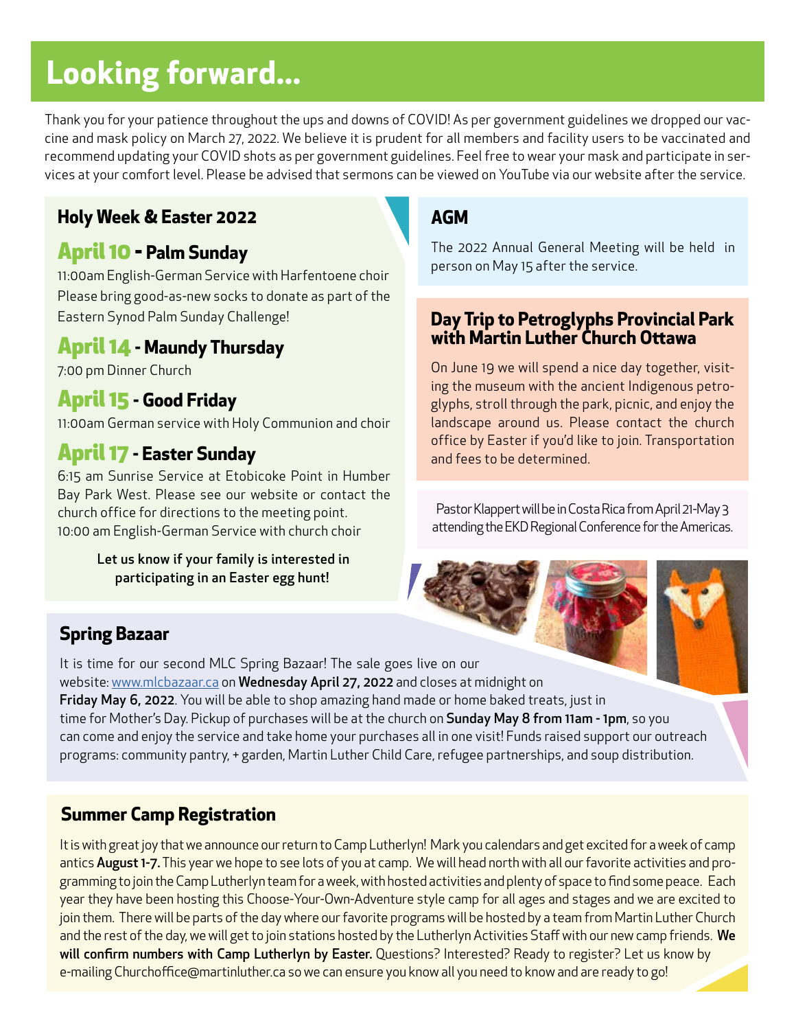# Looking forward...

Thank you for your patience throughout the ups and downs of COVID! As per government guidelines we dropped our vaccine and mask policy on March 27, 2022. We believe it is prudent for all members and facility users to be vaccinated and recommend updating your COVID shots as per government guidelines. Feel free to wear your mask and participate in services at your comfort level. Please be advised that sermons can be viewed on YouTube via our website after the service.

## Holy Week & Easter 2022

### April 10 - Palm Sunday

11:00am English-German Service with Harfentoene choir
Please bring good-as-new socks to donate as part of the Eastern Synod Palm Sunday Challenge!

### April 14 - Maundy Thursday

7:00 pm Dinner Church

### April 15 - Good Friday

11:00am German service with Holy Communion and choir

### April 17 - Easter Sunday

6:15 am Sunrise Service at Etobicoke Point in Humber Bay Park West. Please see our website or contact the church office for directions to the meeting point.
10:00 am English-German Service with church choir

Let us know if your family is interested in participating in an Easter egg hunt!

## AGM

The 2022 Annual General Meeting will be held in person on May 15 after the service.

## Day Trip to Petroglyphs Provincial Park with Martin Luther Church Ottawa

On June 19 we will spend a nice day together, visiting the museum with the ancient Indigenous petroglyphs, stroll through the park, picnic, and enjoy the landscape around us. Please contact the church office by Easter if you'd like to join. Transportation and fees to be determined.

Pastor Klappert will be in Costa Rica from April 21-May 3 attending the EKD Regional Conference for the Americas.

## Spring Bazaar

It is time for our second MLC Spring Bazaar! The sale goes live on our website: www.mlcbazaar.ca on **Wednesday April 27, 2022** and closes at midnight on **Friday May 6, 2022**. You will be able to shop amazing hand made or home baked treats, just in time for Mother's Day. Pickup of purchases will be at the church on **Sunday May 8 from 11am - 1pm**, so you can come and enjoy the service and take home your purchases all in one visit! Funds raised support our outreach programs: community pantry, + garden, Martin Luther Child Care, refugee partnerships, and soup distribution.

## Summer Camp Registration

It is with great joy that we announce our return to Camp Lutherlyn! Mark you calendars and get excited for a week of camp antics **August 1-7.** This year we hope to see lots of you at camp. We will head north with all our favorite activities and programming to join the Camp Lutherlyn team for a week, with hosted activities and plenty of space to find some peace. Each year they have been hosting this Choose-Your-Own-Adventure style camp for all ages and stages and we are excited to join them. There will be parts of the day where our favorite programs will be hosted by a team from Martin Luther Church and the rest of the day, we will get to join stations hosted by the Lutherlyn Activities Staff with our new camp friends. **We will confirm numbers with Camp Lutherlyn by Easter.** Questions? Interested? Ready to register? Let us know by e-mailing Churchoffice@martinluther.ca so we can ensure you know all you need to know and are ready to go!